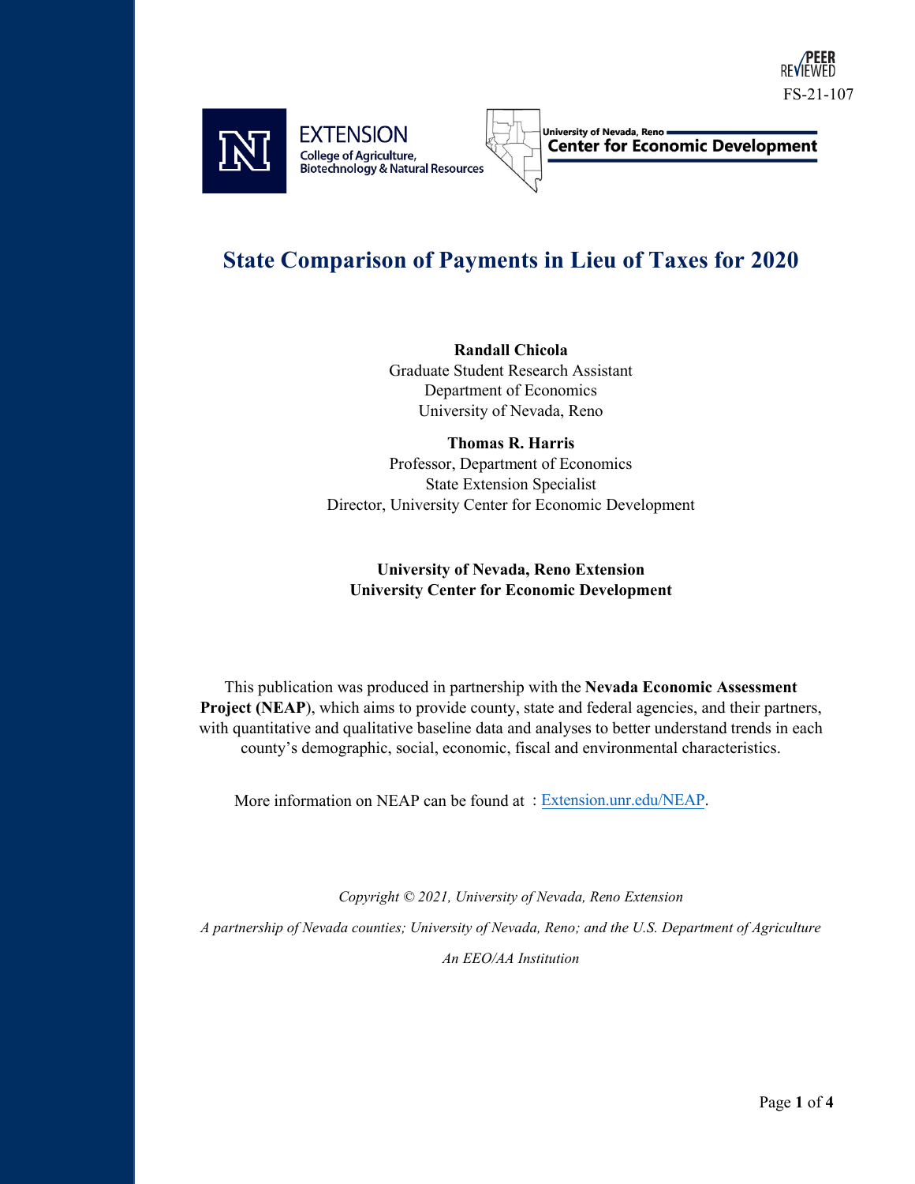PEER REVIEWED

FS-21-107

EXTENSION
College of Agriculture, Biotechnology & Natural Resources

University of Nevada, Reno
Center for Economic Development

# State Comparison of Payments in Lieu of Taxes for 2020

**Randall Chicola**
Graduate Student Research Assistant
Department of Economics
University of Nevada, Reno

**Thomas R. Harris**
Professor, Department of Economics
State Extension Specialist
Director, University Center for Economic Development

**University of Nevada, Reno Extension**
**University Center for Economic Development**

This publication was produced in partnership with the **Nevada Economic Assessment Project (NEAP)**, which aims to provide county, state and federal agencies, and their partners, with quantitative and qualitative baseline data and analyses to better understand trends in each county's demographic, social, economic, fiscal and environmental characteristics.

More information on NEAP can be found at : [Extension.unr.edu/NEAP](Extension.unr.edu/NEAP).

*Copyright © 2021, University of Nevada, Reno Extension*

*A partnership of Nevada counties; University of Nevada, Reno; and the U.S. Department of Agriculture*

*An EEO/AA Institution*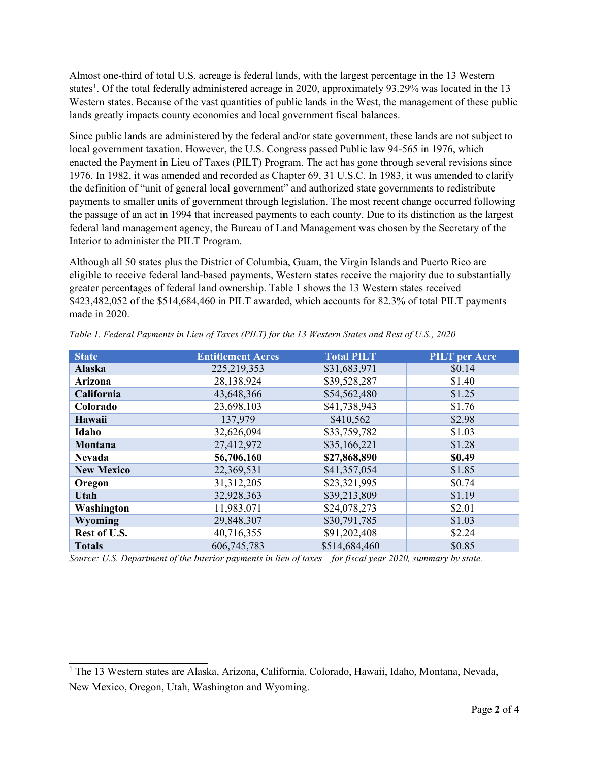Almost one-third of total U.S. acreage is federal lands, with the largest percentage in the 13 Western states[1]. Of the total federally administered acreage in 2020, approximately 93.29% was located in the 13 Western states. Because of the vast quantities of public lands in the West, the management of these public lands greatly impacts county economies and local government fiscal balances.

Since public lands are administered by the federal and/or state government, these lands are not subject to local government taxation. However, the U.S. Congress passed Public law 94-565 in 1976, which enacted the Payment in Lieu of Taxes (PILT) Program. The act has gone through several revisions since 1976. In 1982, it was amended and recorded as Chapter 69, 31 U.S.C. In 1983, it was amended to clarify the definition of "unit of general local government" and authorized state governments to redistribute payments to smaller units of government through legislation. The most recent change occurred following the passage of an act in 1994 that increased payments to each county. Due to its distinction as the largest federal land management agency, the Bureau of Land Management was chosen by the Secretary of the Interior to administer the PILT Program.

Although all 50 states plus the District of Columbia, Guam, the Virgin Islands and Puerto Rico are eligible to receive federal land-based payments, Western states receive the majority due to substantially greater percentages of federal land ownership. Table 1 shows the 13 Western states received \$423,482,052 of the \$514,684,460 in PILT awarded, which accounts for 82.3% of total PILT payments made in 2020.

*Table 1. Federal Payments in Lieu of Taxes (PILT) for the 13 Western States and Rest of U.S., 2020*

| State | Entitlement Acres | Total PILT | PILT per Acre |
|---|---|---|---|
| **Alaska** | 225,219,353 | \$31,683,971 | \$0.14 |
| **Arizona** | 28,138,924 | \$39,528,287 | \$1.40 |
| **California** | 43,648,366 | \$54,562,480 | \$1.25 |
| **Colorado** | 23,698,103 | \$41,738,943 | \$1.76 |
| **Hawaii** | 137,979 | \$410,562 | \$2.98 |
| **Idaho** | 32,626,094 | \$33,759,782 | \$1.03 |
| **Montana** | 27,412,972 | \$35,166,221 | \$1.28 |
| **Nevada** | **56,706,160** | **\$27,868,890** | **\$0.49** |
| **New Mexico** | 22,369,531 | \$41,357,054 | \$1.85 |
| **Oregon** | 31,312,205 | \$23,321,995 | \$0.74 |
| **Utah** | 32,928,363 | \$39,213,809 | \$1.19 |
| **Washington** | 11,983,071 | \$24,078,273 | \$2.01 |
| **Wyoming** | 29,848,307 | \$30,791,785 | \$1.03 |
| **Rest of U.S.** | 40,716,355 | \$91,202,408 | \$2.24 |
| **Totals** | 606,745,783 | \$514,684,460 | \$0.85 |

*Source: U.S. Department of the Interior payments in lieu of taxes – for fiscal year 2020, summary by state.*

[1] The 13 Western states are Alaska, Arizona, California, Colorado, Hawaii, Idaho, Montana, Nevada, New Mexico, Oregon, Utah, Washington and Wyoming.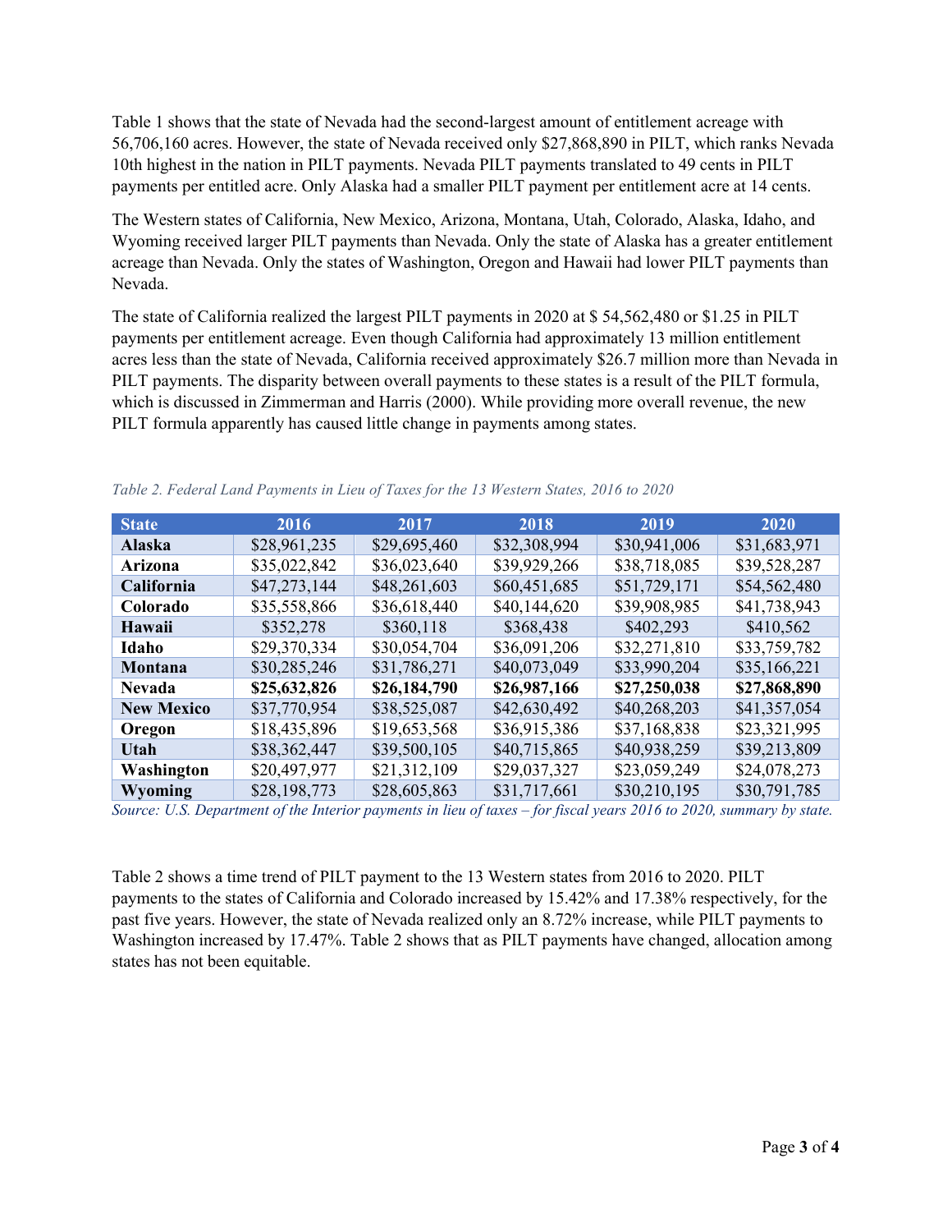Table 1 shows that the state of Nevada had the second-largest amount of entitlement acreage with 56,706,160 acres. However, the state of Nevada received only $27,868,890 in PILT, which ranks Nevada 10th highest in the nation in PILT payments. Nevada PILT payments translated to 49 cents in PILT payments per entitled acre. Only Alaska had a smaller PILT payment per entitlement acre at 14 cents.

The Western states of California, New Mexico, Arizona, Montana, Utah, Colorado, Alaska, Idaho, and Wyoming received larger PILT payments than Nevada. Only the state of Alaska has a greater entitlement acreage than Nevada. Only the states of Washington, Oregon and Hawaii had lower PILT payments than Nevada.

The state of California realized the largest PILT payments in 2020 at $ 54,562,480 or $1.25 in PILT payments per entitlement acreage. Even though California had approximately 13 million entitlement acres less than the state of Nevada, California received approximately $26.7 million more than Nevada in PILT payments. The disparity between overall payments to these states is a result of the PILT formula, which is discussed in Zimmerman and Harris (2000). While providing more overall revenue, the new PILT formula apparently has caused little change in payments among states.

*Table 2. Federal Land Payments in Lieu of Taxes for the 13 Western States, 2016 to 2020*

| State | 2016 | 2017 | 2018 | 2019 | 2020 |
|---|---|---|---|---|---|
| **Alaska** | $28,961,235 | $29,695,460 | $32,308,994 | $30,941,006 | $31,683,971 |
| **Arizona** | $35,022,842 | $36,023,640 | $39,929,266 | $38,718,085 | $39,528,287 |
| **California** | $47,273,144 | $48,261,603 | $60,451,685 | $51,729,171 | $54,562,480 |
| **Colorado** | $35,558,866 | $36,618,440 | $40,144,620 | $39,908,985 | $41,738,943 |
| **Hawaii** | $352,278 | $360,118 | $368,438 | $402,293 | $410,562 |
| **Idaho** | $29,370,334 | $30,054,704 | $36,091,206 | $32,271,810 | $33,759,782 |
| **Montana** | $30,285,246 | $31,786,271 | $40,073,049 | $33,990,204 | $35,166,221 |
| **Nevada** | **$25,632,826** | **$26,184,790** | **$26,987,166** | **$27,250,038** | **$27,868,890** |
| **New Mexico** | $37,770,954 | $38,525,087 | $42,630,492 | $40,268,203 | $41,357,054 |
| **Oregon** | $18,435,896 | $19,653,568 | $36,915,386 | $37,168,838 | $23,321,995 |
| **Utah** | $38,362,447 | $39,500,105 | $40,715,865 | $40,938,259 | $39,213,809 |
| **Washington** | $20,497,977 | $21,312,109 | $29,037,327 | $23,059,249 | $24,078,273 |
| **Wyoming** | $28,198,773 | $28,605,863 | $31,717,661 | $30,210,195 | $30,791,785 |

*Source: U.S. Department of the Interior payments in lieu of taxes – for fiscal years 2016 to 2020, summary by state.*

Table 2 shows a time trend of PILT payment to the 13 Western states from 2016 to 2020. PILT payments to the states of California and Colorado increased by 15.42% and 17.38% respectively, for the past five years. However, the state of Nevada realized only an 8.72% increase, while PILT payments to Washington increased by 17.47%. Table 2 shows that as PILT payments have changed, allocation among states has not been equitable.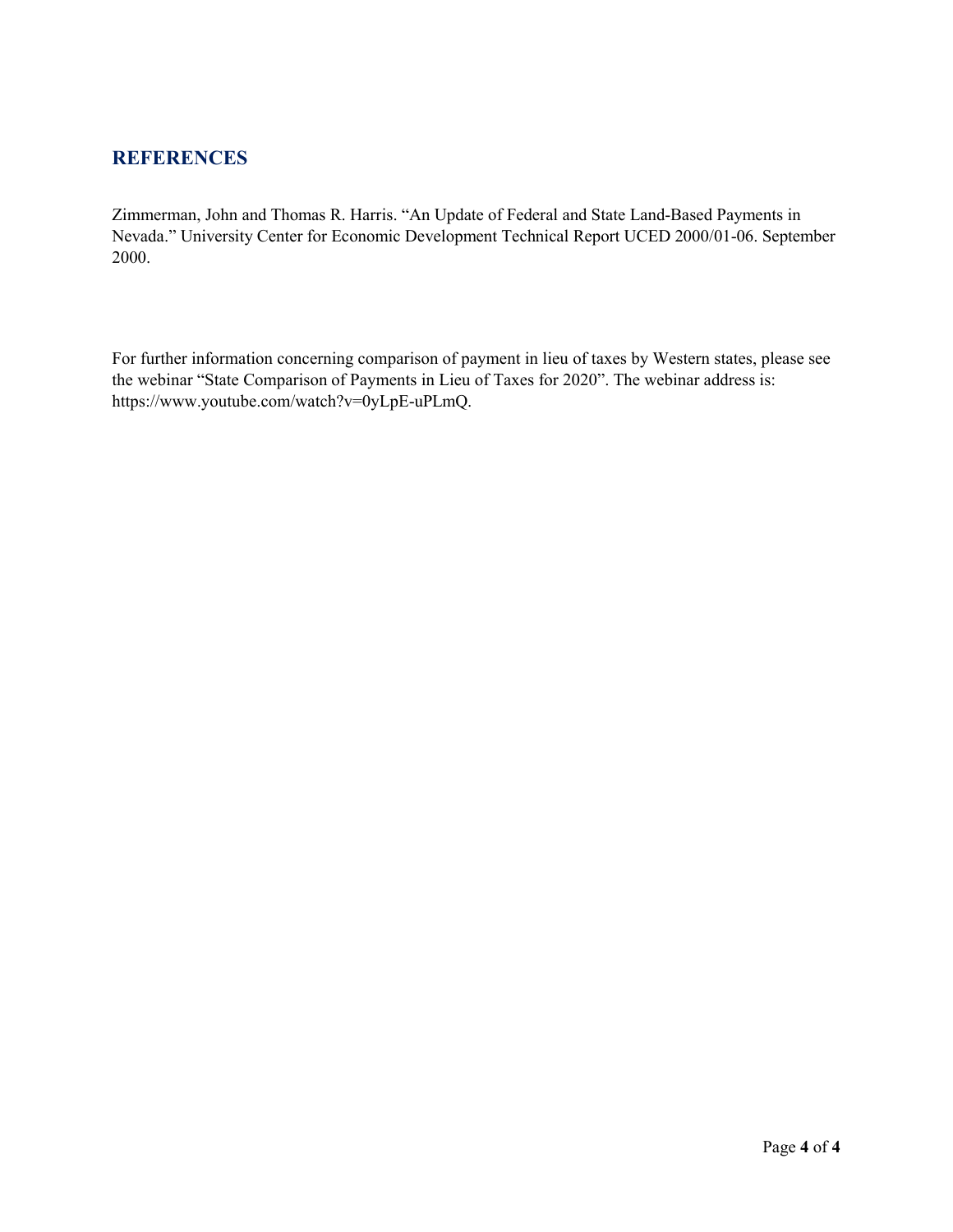## REFERENCES

Zimmerman, John and Thomas R. Harris. "An Update of Federal and State Land-Based Payments in Nevada." University Center for Economic Development Technical Report UCED 2000/01-06. September 2000.

For further information concerning comparison of payment in lieu of taxes by Western states, please see the webinar "State Comparison of Payments in Lieu of Taxes for 2020". The webinar address is: https://www.youtube.com/watch?v=0yLpE-uPLmQ.